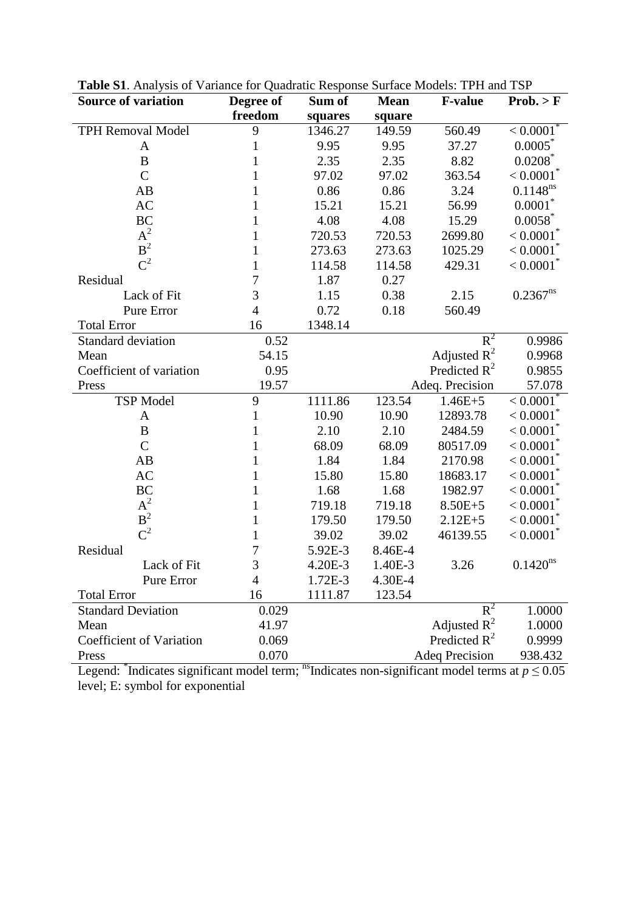**Table S1**. Analysis of Variance for Quadratic Response Surface Models: TPH and TSP

| Source of variation | Degree of freedom | Sum of squares | Mean square | F-value | Prob. > F |
|---|---|---|---|---|---|
| TPH Removal Model | 9 | 1346.27 | 149.59 | 560.49 | < 0.0001* |
| A | 1 | 9.95 | 9.95 | 37.27 | 0.0005* |
| B | 1 | 2.35 | 2.35 | 8.82 | 0.0208* |
| C | 1 | 97.02 | 97.02 | 363.54 | < 0.0001* |
| AB | 1 | 0.86 | 0.86 | 3.24 | 0.1148ns |
| AC | 1 | 15.21 | 15.21 | 56.99 | 0.0001* |
| BC | 1 | 4.08 | 4.08 | 15.29 | 0.0058* |
| $A^2$ | 1 | 720.53 | 720.53 | 2699.80 | < 0.0001* |
| $B^2$ | 1 | 273.63 | 273.63 | 1025.29 | < 0.0001* |
| $C^2$ | 1 | 114.58 | 114.58 | 429.31 | < 0.0001* |
| Residual | 7 | 1.87 | 0.27 | | |
| Lack of Fit | 3 | 1.15 | 0.38 | 2.15 | 0.2367ns |
| Pure Error | 4 | 0.72 | 0.18 | 560.49 | |
| Total Error | 16 | 1348.14 | | | |
| Standard deviation | 0.52 | | | $R^2$ | 0.9986 |
| Mean | 54.15 | | | Adjusted $R^2$ | 0.9968 |
| Coefficient of variation | 0.95 | | | Predicted $R^2$ | 0.9855 |
| Press | 19.57 | | | Adeq. Precision | 57.078 |
| TSP Model | 9 | 1111.86 | 123.54 | 1.46E+5 | < 0.0001* |
| A | 1 | 10.90 | 10.90 | 12893.78 | < 0.0001* |
| B | 1 | 2.10 | 2.10 | 2484.59 | < 0.0001* |
| C | 1 | 68.09 | 68.09 | 80517.09 | < 0.0001* |
| AB | 1 | 1.84 | 1.84 | 2170.98 | < 0.0001* |
| AC | 1 | 15.80 | 15.80 | 18683.17 | < 0.0001* |
| BC | 1 | 1.68 | 1.68 | 1982.97 | < 0.0001* |
| $A^2$ | 1 | 719.18 | 719.18 | 8.50E+5 | < 0.0001* |
| $B^2$ | 1 | 179.50 | 179.50 | 2.12E+5 | < 0.0001* |
| $C^2$ | 1 | 39.02 | 39.02 | 46139.55 | < 0.0001* |
| Residual | 7 | 5.92E-3 | 8.46E-4 | | |
| Lack of Fit | 3 | 4.20E-3 | 1.40E-3 | 3.26 | 0.1420ns |
| Pure Error | 4 | 1.72E-3 | 4.30E-4 | | |
| Total Error | 16 | 1111.87 | 123.54 | | |
| Standard Deviation | 0.029 | | | $R^2$ | 1.0000 |
| Mean | 41.97 | | | Adjusted $R^2$ | 1.0000 |
| Coefficient of Variation | 0.069 | | | Predicted $R^2$ | 0.9999 |
| Press | 0.070 | | | Adeq Precision | 938.432 |

Legend: *Indicates significant model term; nsIndicates non-significant model terms at $p \leq 0.05$ level; E: symbol for exponential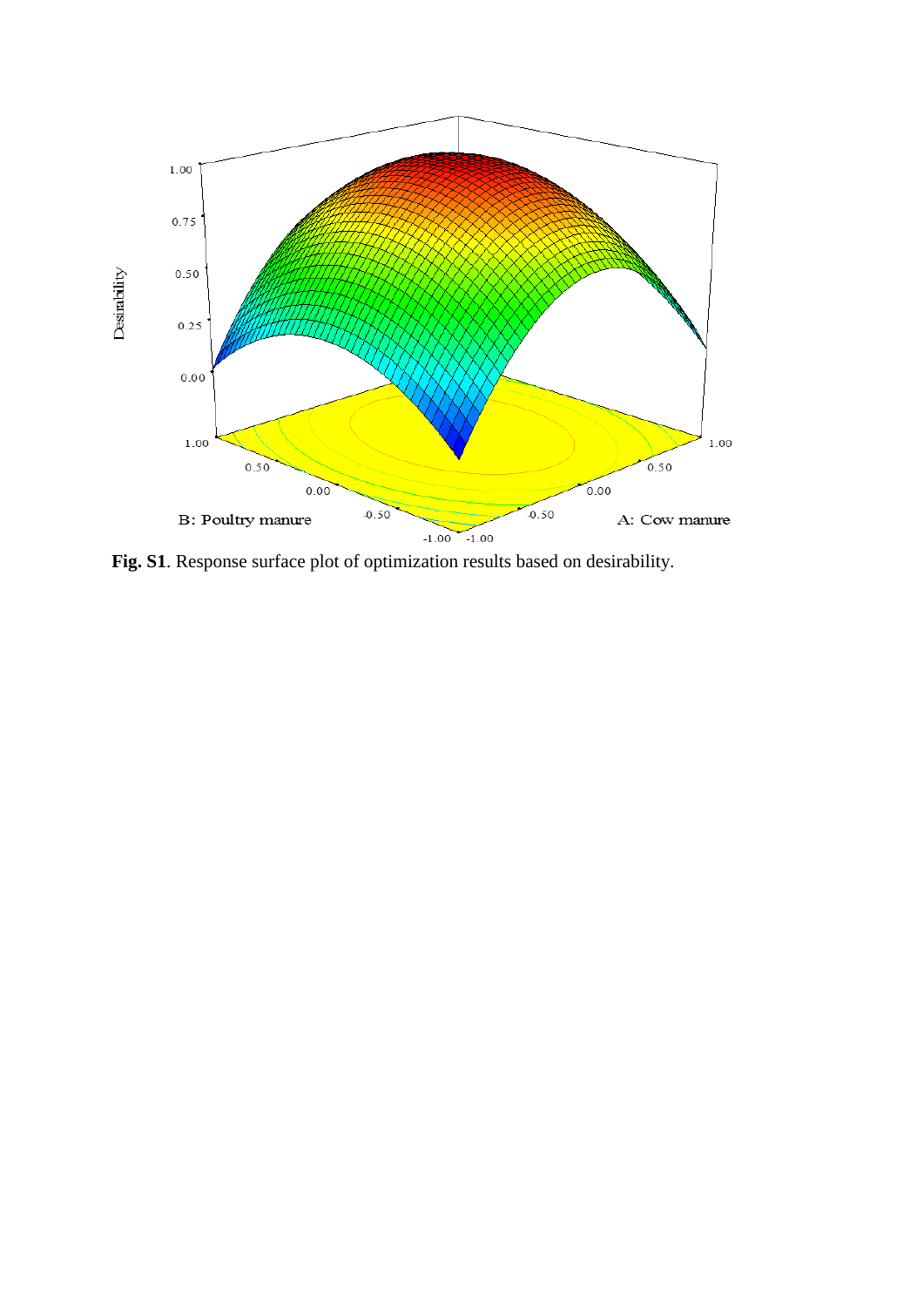Desirability

1.00

0.75

0.50

0.25

0.00

1.00

0.50

0.00

-0.50

-1.00

B: Poultry manure

-1.00

-0.50

0.00

0.50

1.00

A: Cow manure

**Fig. S1**. Response surface plot of optimization results based on desirability.